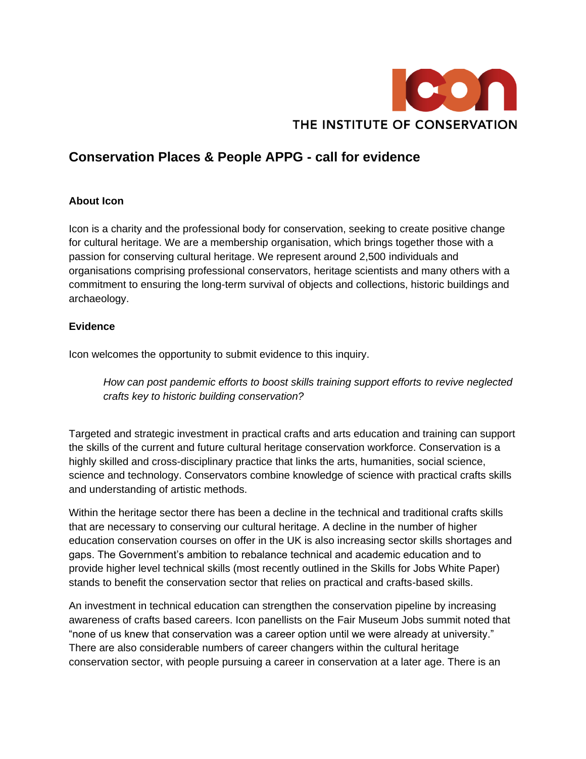THE INSTITUTE OF CONSERVATION

# Conservation Places & People APPG - call for evidence

**About Icon**

Icon is a charity and the professional body for conservation, seeking to create positive change for cultural heritage. We are a membership organisation, which brings together those with a passion for conserving cultural heritage. We represent around 2,500 individuals and organisations comprising professional conservators, heritage scientists and many others with a commitment to ensuring the long-term survival of objects and collections, historic buildings and archaeology.

**Evidence**

Icon welcomes the opportunity to submit evidence to this inquiry.

> *How can post pandemic efforts to boost skills training support efforts to revive neglected crafts key to historic building conservation?*

Targeted and strategic investment in practical crafts and arts education and training can support the skills of the current and future cultural heritage conservation workforce. Conservation is a highly skilled and cross-disciplinary practice that links the arts, humanities, social science, science and technology. Conservators combine knowledge of science with practical crafts skills and understanding of artistic methods.

Within the heritage sector there has been a decline in the technical and traditional crafts skills that are necessary to conserving our cultural heritage. A decline in the number of higher education conservation courses on offer in the UK is also increasing sector skills shortages and gaps. The Government's ambition to rebalance technical and academic education and to provide higher level technical skills (most recently outlined in the Skills for Jobs White Paper) stands to benefit the conservation sector that relies on practical and crafts-based skills.

An investment in technical education can strengthen the conservation pipeline by increasing awareness of crafts based careers. Icon panellists on the Fair Museum Jobs summit noted that "none of us knew that conservation was a career option until we were already at university." There are also considerable numbers of career changers within the cultural heritage conservation sector, with people pursuing a career in conservation at a later age. There is an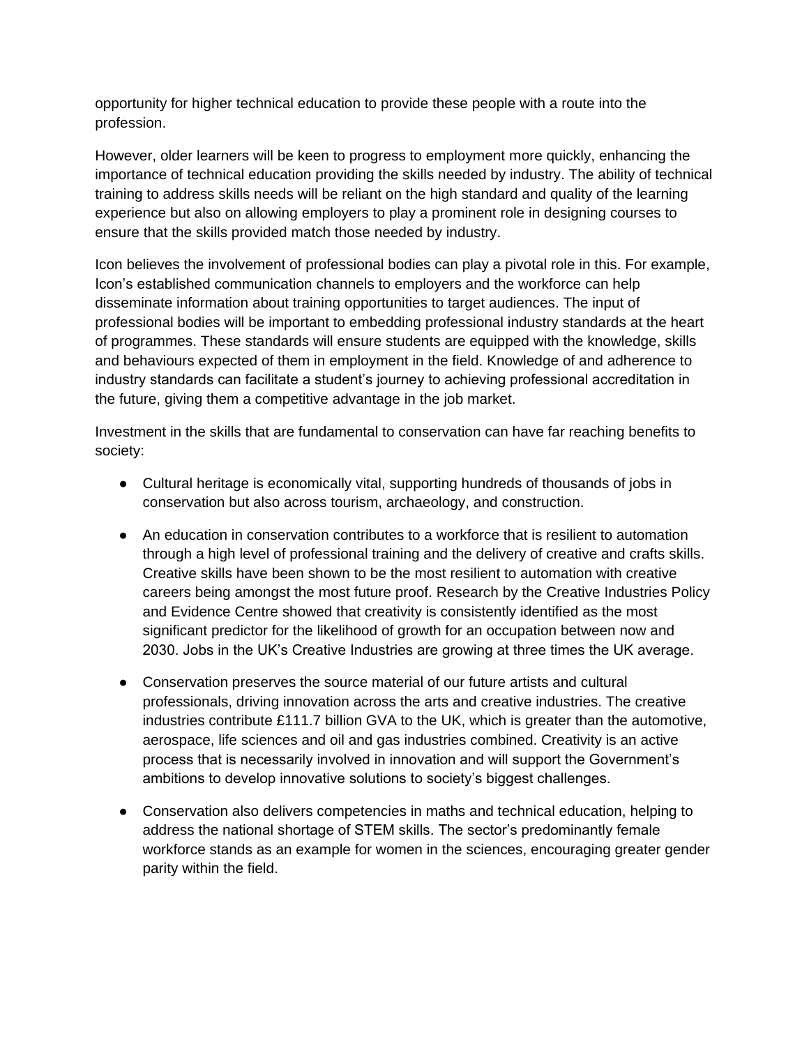opportunity for higher technical education to provide these people with a route into the profession.

However, older learners will be keen to progress to employment more quickly, enhancing the importance of technical education providing the skills needed by industry. The ability of technical training to address skills needs will be reliant on the high standard and quality of the learning experience but also on allowing employers to play a prominent role in designing courses to ensure that the skills provided match those needed by industry.

Icon believes the involvement of professional bodies can play a pivotal role in this. For example, Icon's established communication channels to employers and the workforce can help disseminate information about training opportunities to target audiences. The input of professional bodies will be important to embedding professional industry standards at the heart of programmes. These standards will ensure students are equipped with the knowledge, skills and behaviours expected of them in employment in the field. Knowledge of and adherence to industry standards can facilitate a student's journey to achieving professional accreditation in the future, giving them a competitive advantage in the job market.

Investment in the skills that are fundamental to conservation can have far reaching benefits to society:

- Cultural heritage is economically vital, supporting hundreds of thousands of jobs in conservation but also across tourism, archaeology, and construction.
- An education in conservation contributes to a workforce that is resilient to automation through a high level of professional training and the delivery of creative and crafts skills. Creative skills have been shown to be the most resilient to automation with creative careers being amongst the most future proof. Research by the Creative Industries Policy and Evidence Centre showed that creativity is consistently identified as the most significant predictor for the likelihood of growth for an occupation between now and 2030. Jobs in the UK's Creative Industries are growing at three times the UK average.
- Conservation preserves the source material of our future artists and cultural professionals, driving innovation across the arts and creative industries. The creative industries contribute £111.7 billion GVA to the UK, which is greater than the automotive, aerospace, life sciences and oil and gas industries combined. Creativity is an active process that is necessarily involved in innovation and will support the Government's ambitions to develop innovative solutions to society's biggest challenges.
- Conservation also delivers competencies in maths and technical education, helping to address the national shortage of STEM skills. The sector's predominantly female workforce stands as an example for women in the sciences, encouraging greater gender parity within the field.